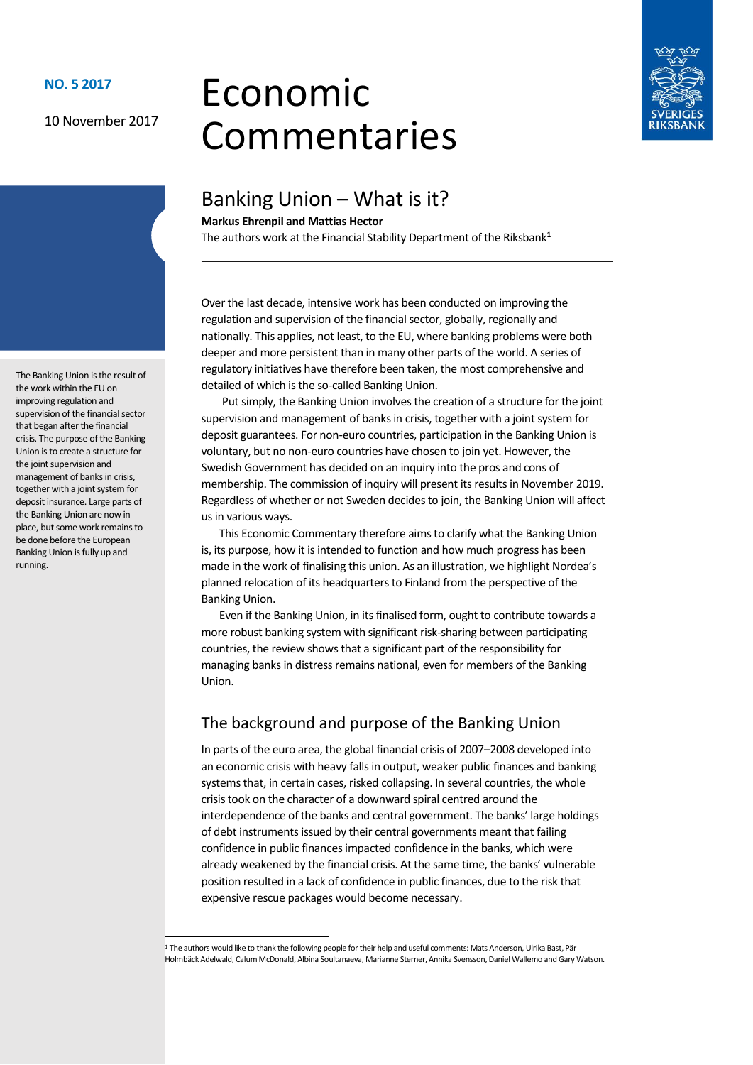NO. 5 2017

10 November 2017

# Economic Commentaries

## Banking Union – What is it?

**Markus Ehrenpil and Mattias Hector**

The authors work at the Financial Stability Department of the Riksbank[1]

The Banking Union is the result of the work within the EU on improving regulation and supervision of the financial sector that began after the financial crisis. The purpose of the Banking Union is to create a structure for the joint supervision and management of banks in crisis, together with a joint system for deposit insurance. Large parts of the Banking Union are now in place, but some work remains to be done before the European Banking Union is fully up and running.

Over the last decade, intensive work has been conducted on improving the regulation and supervision of the financial sector, globally, regionally and nationally. This applies, not least, to the EU, where banking problems were both deeper and more persistent than in many other parts of the world. A series of regulatory initiatives have therefore been taken, the most comprehensive and detailed of which is the so-called Banking Union.

Put simply, the Banking Union involves the creation of a structure for the joint supervision and management of banks in crisis, together with a joint system for deposit guarantees. For non-euro countries, participation in the Banking Union is voluntary, but no non-euro countries have chosen to join yet. However, the Swedish Government has decided on an inquiry into the pros and cons of membership. The commission of inquiry will present its results in November 2019. Regardless of whether or not Sweden decides to join, the Banking Union will affect us in various ways.

This Economic Commentary therefore aims to clarify what the Banking Union is, its purpose, how it is intended to function and how much progress has been made in the work of finalising this union. As an illustration, we highlight Nordea's planned relocation of its headquarters to Finland from the perspective of the Banking Union.

Even if the Banking Union, in its finalised form, ought to contribute towards a more robust banking system with significant risk-sharing between participating countries, the review shows that a significant part of the responsibility for managing banks in distress remains national, even for members of the Banking Union.

## The background and purpose of the Banking Union

In parts of the euro area, the global financial crisis of 2007–2008 developed into an economic crisis with heavy falls in output, weaker public finances and banking systems that, in certain cases, risked collapsing. In several countries, the whole crisis took on the character of a downward spiral centred around the interdependence of the banks and central government. The banks' large holdings of debt instruments issued by their central governments meant that failing confidence in public finances impacted confidence in the banks, which were already weakened by the financial crisis. At the same time, the banks' vulnerable position resulted in a lack of confidence in public finances, due to the risk that expensive rescue packages would become necessary.

[1] The authors would like to thank the following people for their help and useful comments: Mats Anderson, Ulrika Bast, Pär Holmbäck Adelwald, Calum McDonald, Albina Soultanaeva, Marianne Sterner, Annika Svensson, Daniel Wallemo and Gary Watson.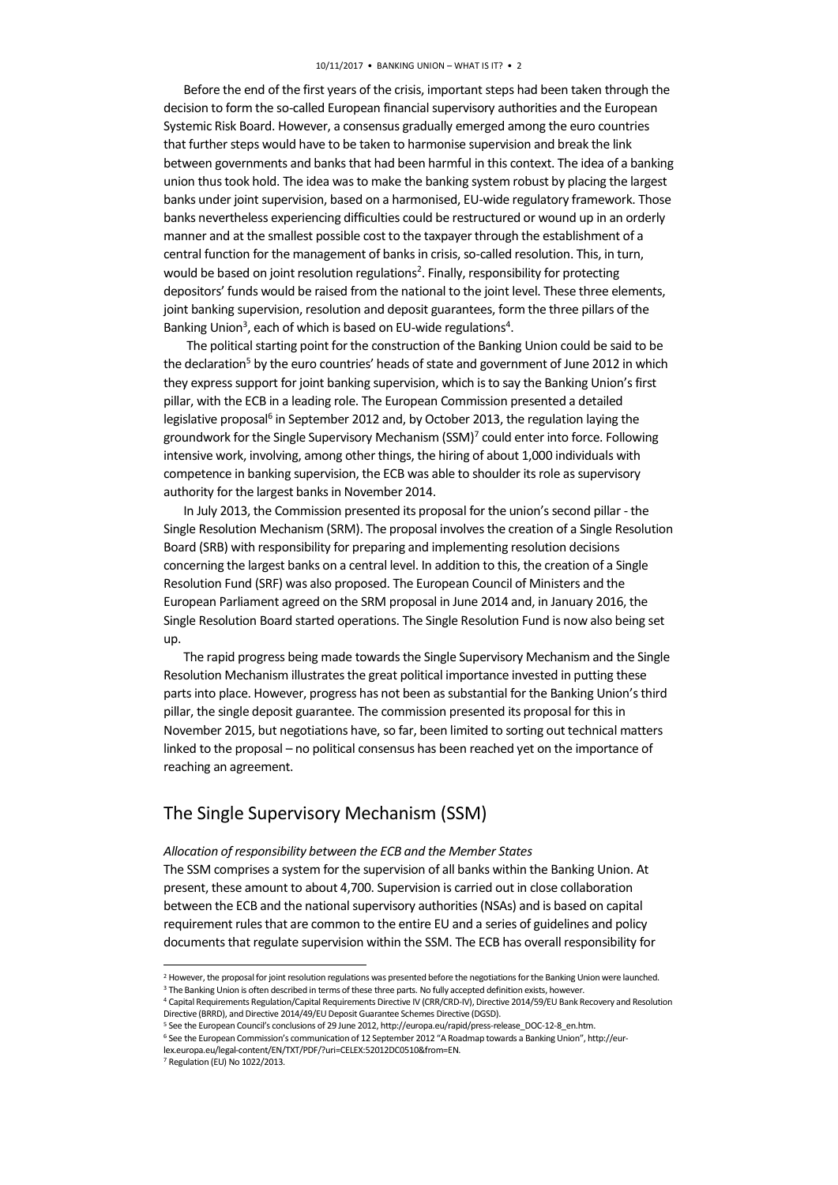Before the end of the first years of the crisis, important steps had been taken through the decision to form the so-called European financial supervisory authorities and the European Systemic Risk Board. However, a consensus gradually emerged among the euro countries that further steps would have to be taken to harmonise supervision and break the link between governments and banks that had been harmful in this context. The idea of a banking union thus took hold. The idea was to make the banking system robust by placing the largest banks under joint supervision, based on a harmonised, EU-wide regulatory framework. Those banks nevertheless experiencing difficulties could be restructured or wound up in an orderly manner and at the smallest possible cost to the taxpayer through the establishment of a central function for the management of banks in crisis, so-called resolution. This, in turn, would be based on joint resolution regulations[2]. Finally, responsibility for protecting depositors' funds would be raised from the national to the joint level. These three elements, joint banking supervision, resolution and deposit guarantees, form the three pillars of the Banking Union[3], each of which is based on EU-wide regulations[4].

The political starting point for the construction of the Banking Union could be said to be the declaration[5] by the euro countries' heads of state and government of June 2012 in which they express support for joint banking supervision, which is to say the Banking Union's first pillar, with the ECB in a leading role. The European Commission presented a detailed legislative proposal[6] in September 2012 and, by October 2013, the regulation laying the groundwork for the Single Supervisory Mechanism (SSM)[7] could enter into force. Following intensive work, involving, among other things, the hiring of about 1,000 individuals with competence in banking supervision, the ECB was able to shoulder its role as supervisory authority for the largest banks in November 2014.

In July 2013, the Commission presented its proposal for the union's second pillar - the Single Resolution Mechanism (SRM). The proposal involves the creation of a Single Resolution Board (SRB) with responsibility for preparing and implementing resolution decisions concerning the largest banks on a central level. In addition to this, the creation of a Single Resolution Fund (SRF) was also proposed. The European Council of Ministers and the European Parliament agreed on the SRM proposal in June 2014 and, in January 2016, the Single Resolution Board started operations. The Single Resolution Fund is now also being set up.

The rapid progress being made towards the Single Supervisory Mechanism and the Single Resolution Mechanism illustrates the great political importance invested in putting these parts into place. However, progress has not been as substantial for the Banking Union's third pillar, the single deposit guarantee. The commission presented its proposal for this in November 2015, but negotiations have, so far, been limited to sorting out technical matters linked to the proposal – no political consensus has been reached yet on the importance of reaching an agreement.

## The Single Supervisory Mechanism (SSM)

*Allocation of responsibility between the ECB and the Member States*

The SSM comprises a system for the supervision of all banks within the Banking Union. At present, these amount to about 4,700. Supervision is carried out in close collaboration between the ECB and the national supervisory authorities (NSAs) and is based on capital requirement rules that are common to the entire EU and a series of guidelines and policy documents that regulate supervision within the SSM. The ECB has overall responsibility for

---

[2] However, the proposal for joint resolution regulations was presented before the negotiations for the Banking Union were launched.

[3] The Banking Union is often described in terms of these three parts. No fully accepted definition exists, however.

[4] Capital Requirements Regulation/Capital Requirements Directive IV (CRR/CRD-IV), Directive 2014/59/EU Bank Recovery and Resolution Directive (BRRD), and Directive 2014/49/EU Deposit Guarantee Schemes Directive (DGSD).

[5] See the European Council's conclusions of 29 June 2012, http://europa.eu/rapid/press-release_DOC-12-8_en.htm.

[6] See the European Commission's communication of 12 September 2012 "A Roadmap towards a Banking Union", http://eur-lex.europa.eu/legal-content/EN/TXT/PDF/?uri=CELEX:52012DC0510&from=EN.

[7] Regulation (EU) No 1022/2013.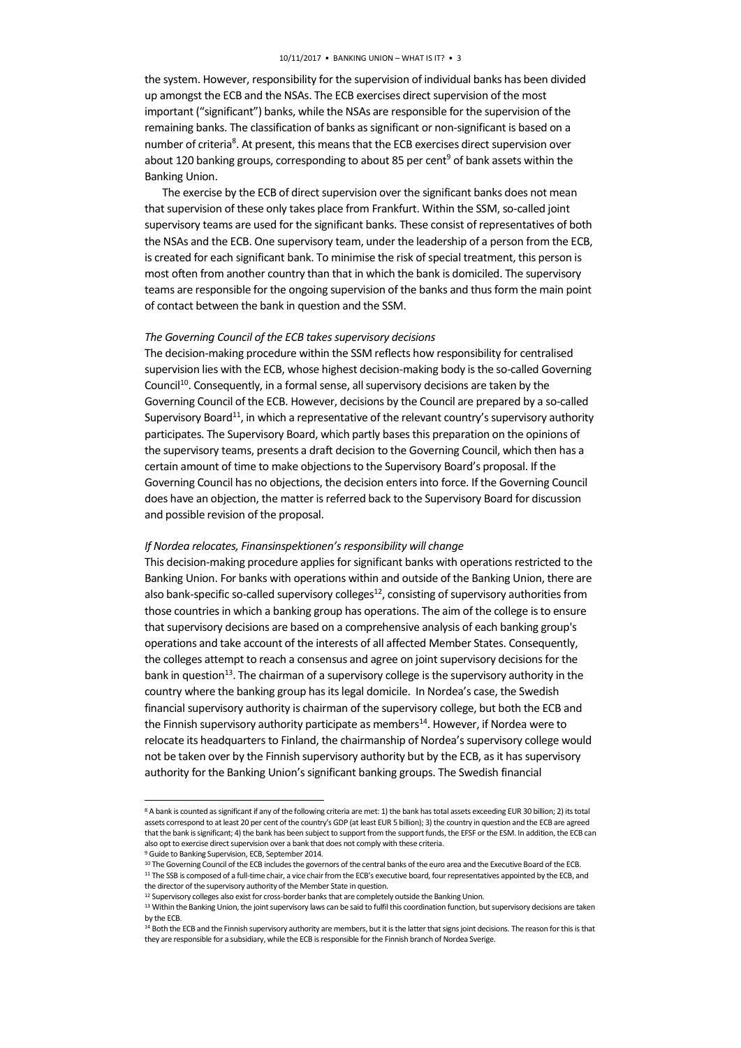the system. However, responsibility for the supervision of individual banks has been divided up amongst the ECB and the NSAs. The ECB exercises direct supervision of the most important ("significant") banks, while the NSAs are responsible for the supervision of the remaining banks. The classification of banks as significant or non-significant is based on a number of criteria[8]. At present, this means that the ECB exercises direct supervision over about 120 banking groups, corresponding to about 85 per cent[9] of bank assets within the Banking Union.

The exercise by the ECB of direct supervision over the significant banks does not mean that supervision of these only takes place from Frankfurt. Within the SSM, so-called joint supervisory teams are used for the significant banks. These consist of representatives of both the NSAs and the ECB. One supervisory team, under the leadership of a person from the ECB, is created for each significant bank. To minimise the risk of special treatment, this person is most often from another country than that in which the bank is domiciled. The supervisory teams are responsible for the ongoing supervision of the banks and thus form the main point of contact between the bank in question and the SSM.

*The Governing Council of the ECB takes supervisory decisions*

The decision-making procedure within the SSM reflects how responsibility for centralised supervision lies with the ECB, whose highest decision-making body is the so-called Governing Council[10]. Consequently, in a formal sense, all supervisory decisions are taken by the Governing Council of the ECB. However, decisions by the Council are prepared by a so-called Supervisory Board[11], in which a representative of the relevant country's supervisory authority participates. The Supervisory Board, which partly bases this preparation on the opinions of the supervisory teams, presents a draft decision to the Governing Council, which then has a certain amount of time to make objections to the Supervisory Board's proposal. If the Governing Council has no objections, the decision enters into force. If the Governing Council does have an objection, the matter is referred back to the Supervisory Board for discussion and possible revision of the proposal.

*If Nordea relocates, Finansinspektionen's responsibility will change*

This decision-making procedure applies for significant banks with operations restricted to the Banking Union. For banks with operations within and outside of the Banking Union, there are also bank-specific so-called supervisory colleges[12], consisting of supervisory authorities from those countries in which a banking group has operations. The aim of the college is to ensure that supervisory decisions are based on a comprehensive analysis of each banking group's operations and take account of the interests of all affected Member States. Consequently, the colleges attempt to reach a consensus and agree on joint supervisory decisions for the bank in question[13]. The chairman of a supervisory college is the supervisory authority in the country where the banking group has its legal domicile. In Nordea's case, the Swedish financial supervisory authority is chairman of the supervisory college, but both the ECB and the Finnish supervisory authority participate as members[14]. However, if Nordea were to relocate its headquarters to Finland, the chairmanship of Nordea's supervisory college would not be taken over by the Finnish supervisory authority but by the ECB, as it has supervisory authority for the Banking Union's significant banking groups. The Swedish financial

---

[8] A bank is counted as significant if any of the following criteria are met: 1) the bank has total assets exceeding EUR 30 billion; 2) its total assets correspond to at least 20 per cent of the country's GDP (at least EUR 5 billion); 3) the country in question and the ECB are agreed that the bank is significant; 4) the bank has been subject to support from the support funds, the EFSF or the ESM. In addition, the ECB can also opt to exercise direct supervision over a bank that does not comply with these criteria.

[9] Guide to Banking Supervision, ECB, September 2014.

[10] The Governing Council of the ECB includes the governors of the central banks of the euro area and the Executive Board of the ECB.

[11] The SSB is composed of a full-time chair, a vice chair from the ECB's executive board, four representatives appointed by the ECB, and the director of the supervisory authority of the Member State in question.

[12] Supervisory colleges also exist for cross-border banks that are completely outside the Banking Union.

[13] Within the Banking Union, the joint supervisory laws can be said to fulfil this coordination function, but supervisory decisions are taken by the ECB.

[14] Both the ECB and the Finnish supervisory authority are members, but it is the latter that signs joint decisions. The reason for this is that they are responsible for a subsidiary, while the ECB is responsible for the Finnish branch of Nordea Sverige.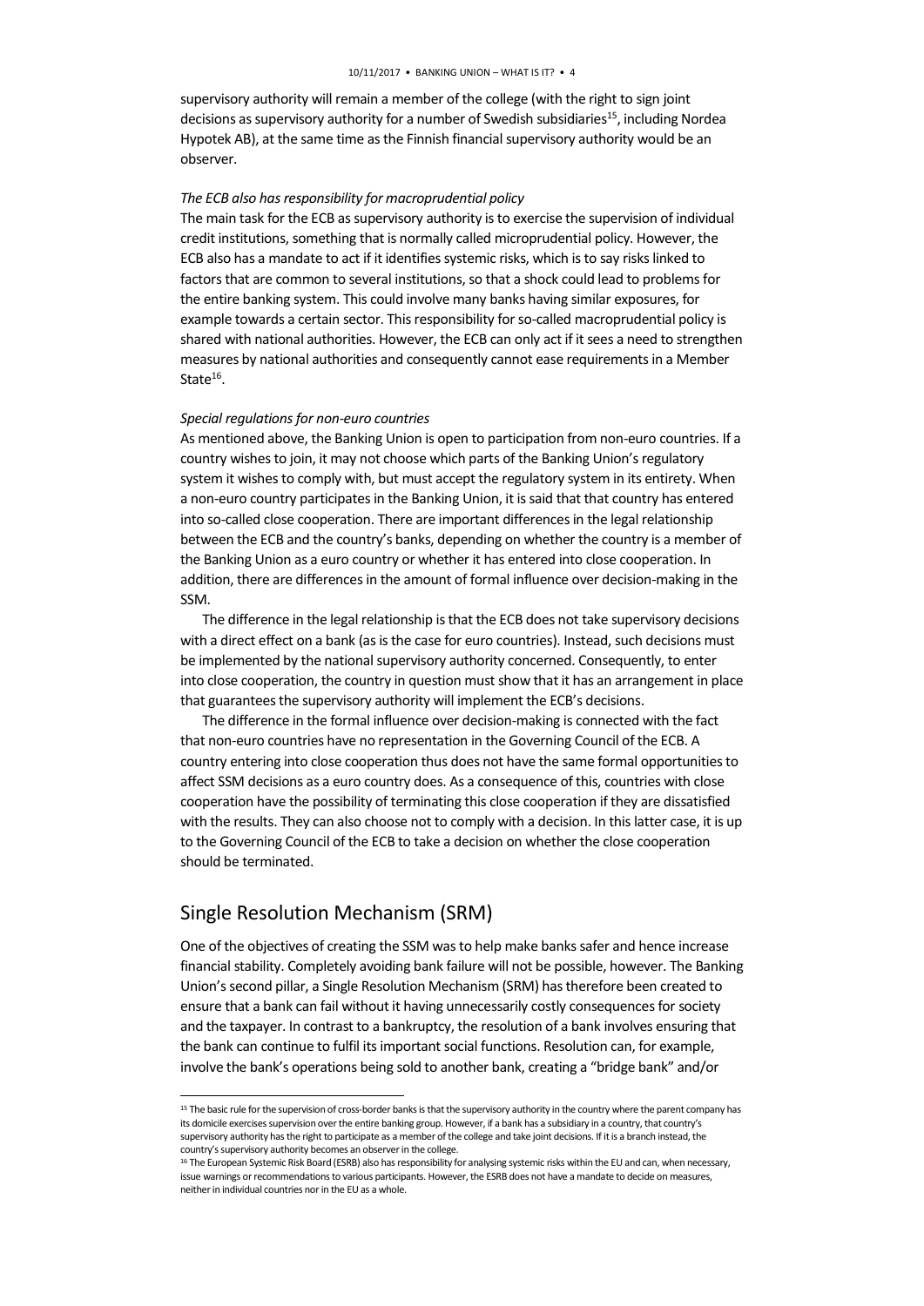supervisory authority will remain a member of the college (with the right to sign joint decisions as supervisory authority for a number of Swedish subsidiaries[15], including Nordea Hypotek AB), at the same time as the Finnish financial supervisory authority would be an observer.

*The ECB also has responsibility for macroprudential policy*

The main task for the ECB as supervisory authority is to exercise the supervision of individual credit institutions, something that is normally called microprudential policy. However, the ECB also has a mandate to act if it identifies systemic risks, which is to say risks linked to factors that are common to several institutions, so that a shock could lead to problems for the entire banking system. This could involve many banks having similar exposures, for example towards a certain sector. This responsibility for so-called macroprudential policy is shared with national authorities. However, the ECB can only act if it sees a need to strengthen measures by national authorities and consequently cannot ease requirements in a Member State[16].

*Special regulations for non-euro countries*

As mentioned above, the Banking Union is open to participation from non-euro countries. If a country wishes to join, it may not choose which parts of the Banking Union's regulatory system it wishes to comply with, but must accept the regulatory system in its entirety. When a non-euro country participates in the Banking Union, it is said that that country has entered into so-called close cooperation. There are important differences in the legal relationship between the ECB and the country's banks, depending on whether the country is a member of the Banking Union as a euro country or whether it has entered into close cooperation. In addition, there are differences in the amount of formal influence over decision-making in the SSM.

The difference in the legal relationship is that the ECB does not take supervisory decisions with a direct effect on a bank (as is the case for euro countries). Instead, such decisions must be implemented by the national supervisory authority concerned. Consequently, to enter into close cooperation, the country in question must show that it has an arrangement in place that guarantees the supervisory authority will implement the ECB's decisions.

The difference in the formal influence over decision-making is connected with the fact that non-euro countries have no representation in the Governing Council of the ECB. A country entering into close cooperation thus does not have the same formal opportunities to affect SSM decisions as a euro country does. As a consequence of this, countries with close cooperation have the possibility of terminating this close cooperation if they are dissatisfied with the results. They can also choose not to comply with a decision. In this latter case, it is up to the Governing Council of the ECB to take a decision on whether the close cooperation should be terminated.

## Single Resolution Mechanism (SRM)

One of the objectives of creating the SSM was to help make banks safer and hence increase financial stability. Completely avoiding bank failure will not be possible, however. The Banking Union's second pillar, a Single Resolution Mechanism (SRM) has therefore been created to ensure that a bank can fail without it having unnecessarily costly consequences for society and the taxpayer. In contrast to a bankruptcy, the resolution of a bank involves ensuring that the bank can continue to fulfil its important social functions. Resolution can, for example, involve the bank's operations being sold to another bank, creating a "bridge bank" and/or

---

[15] The basic rule for the supervision of cross-border banks is that the supervisory authority in the country where the parent company has its domicile exercises supervision over the entire banking group. However, if a bank has a subsidiary in a country, that country's supervisory authority has the right to participate as a member of the college and take joint decisions. If it is a branch instead, the country's supervisory authority becomes an observer in the college.

[16] The European Systemic Risk Board (ESRB) also has responsibility for analysing systemic risks within the EU and can, when necessary, issue warnings or recommendations to various participants. However, the ESRB does not have a mandate to decide on measures, neither in individual countries nor in the EU as a whole.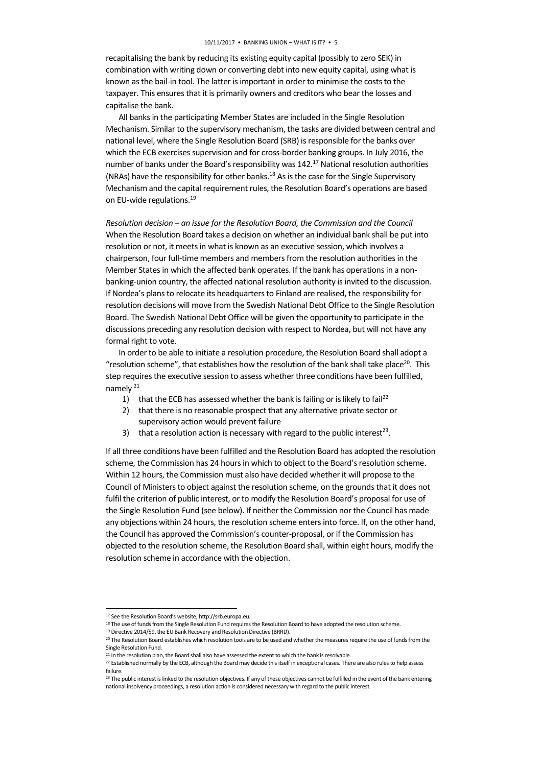recapitalising the bank by reducing its existing equity capital (possibly to zero SEK) in combination with writing down or converting debt into new equity capital, using what is known as the bail-in tool. The latter is important in order to minimise the costs to the taxpayer. This ensures that it is primarily owners and creditors who bear the losses and capitalise the bank.

All banks in the participating Member States are included in the Single Resolution Mechanism. Similar to the supervisory mechanism, the tasks are divided between central and national level, where the Single Resolution Board (SRB) is responsible for the banks over which the ECB exercises supervision and for cross-border banking groups. In July 2016, the number of banks under the Board's responsibility was 142.[17] National resolution authorities (NRAs) have the responsibility for other banks.[18] As is the case for the Single Supervisory Mechanism and the capital requirement rules, the Resolution Board's operations are based on EU-wide regulations.[19]

*Resolution decision – an issue for the Resolution Board, the Commission and the Council*

When the Resolution Board takes a decision on whether an individual bank shall be put into resolution or not, it meets in what is known as an executive session, which involves a chairperson, four full-time members and members from the resolution authorities in the Member States in which the affected bank operates. If the bank has operations in a non-banking-union country, the affected national resolution authority is invited to the discussion. If Nordea's plans to relocate its headquarters to Finland are realised, the responsibility for resolution decisions will move from the Swedish National Debt Office to the Single Resolution Board. The Swedish National Debt Office will be given the opportunity to participate in the discussions preceding any resolution decision with respect to Nordea, but will not have any formal right to vote.

In order to be able to initiate a resolution procedure, the Resolution Board shall adopt a "resolution scheme", that establishes how the resolution of the bank shall take place[20]. This step requires the executive session to assess whether three conditions have been fulfilled, namely [21]

1) that the ECB has assessed whether the bank is failing or is likely to fail[22]
2) that there is no reasonable prospect that any alternative private sector or supervisory action would prevent failure
3) that a resolution action is necessary with regard to the public interest[23].

If all three conditions have been fulfilled and the Resolution Board has adopted the resolution scheme, the Commission has 24 hours in which to object to the Board's resolution scheme. Within 12 hours, the Commission must also have decided whether it will propose to the Council of Ministers to object against the resolution scheme, on the grounds that it does not fulfil the criterion of public interest, or to modify the Resolution Board's proposal for use of the Single Resolution Fund (see below). If neither the Commission nor the Council has made any objections within 24 hours, the resolution scheme enters into force. If, on the other hand, the Council has approved the Commission's counter-proposal, or if the Commission has objected to the resolution scheme, the Resolution Board shall, within eight hours, modify the resolution scheme in accordance with the objection.

---

[17] See the Resolution Board's website, http://srb.europa.eu.

[18] The use of funds from the Single Resolution Fund requires the Resolution Board to have adopted the resolution scheme.

[19] Directive 2014/59, the EU Bank Recovery and Resolution Directive (BRRD).

[20] The Resolution Board establishes which resolution tools are to be used and whether the measures require the use of funds from the Single Resolution Fund.

[21] In the resolution plan, the Board shall also have assessed the extent to which the bank is resolvable.

[22] Established normally by the ECB, although the Board may decide this itself in exceptional cases. There are also rules to help assess failure.

[23] The public interest is linked to the resolution objectives. If any of these objectives cannot be fulfilled in the event of the bank entering national insolvency proceedings, a resolution action is considered necessary with regard to the public interest.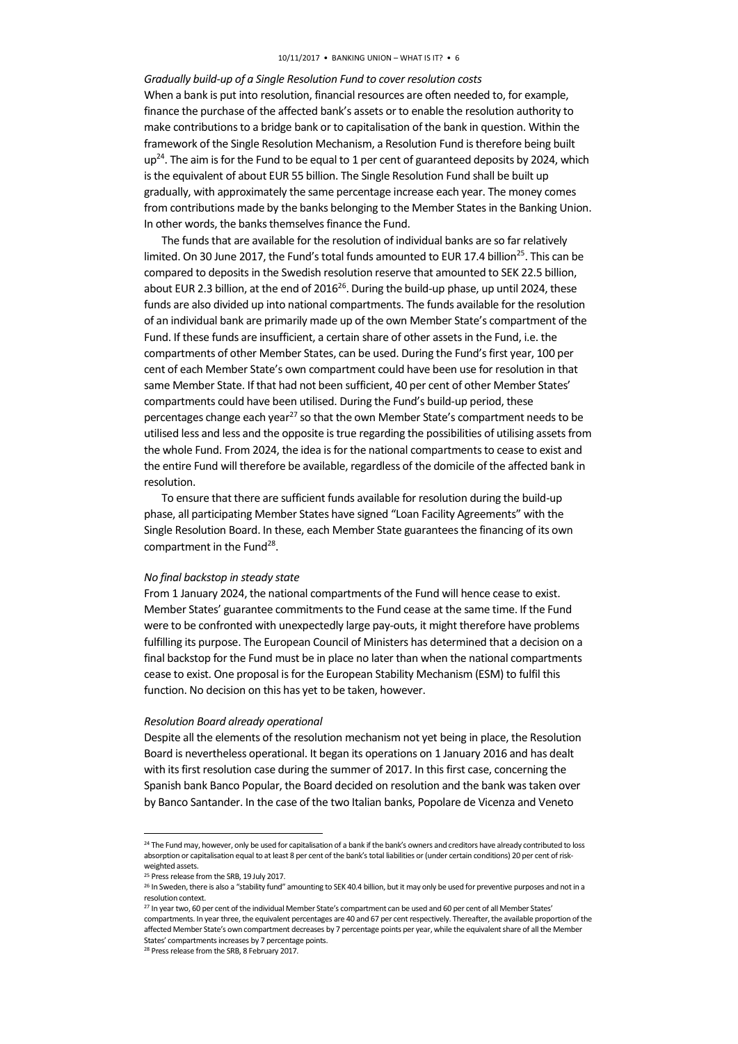*Gradually build-up of a Single Resolution Fund to cover resolution costs*

When a bank is put into resolution, financial resources are often needed to, for example, finance the purchase of the affected bank's assets or to enable the resolution authority to make contributions to a bridge bank or to capitalisation of the bank in question. Within the framework of the Single Resolution Mechanism, a Resolution Fund is therefore being built up[24]. The aim is for the Fund to be equal to 1 per cent of guaranteed deposits by 2024, which is the equivalent of about EUR 55 billion. The Single Resolution Fund shall be built up gradually, with approximately the same percentage increase each year. The money comes from contributions made by the banks belonging to the Member States in the Banking Union. In other words, the banks themselves finance the Fund.

The funds that are available for the resolution of individual banks are so far relatively limited. On 30 June 2017, the Fund's total funds amounted to EUR 17.4 billion[25]. This can be compared to deposits in the Swedish resolution reserve that amounted to SEK 22.5 billion, about EUR 2.3 billion, at the end of 2016[26]. During the build-up phase, up until 2024, these funds are also divided up into national compartments. The funds available for the resolution of an individual bank are primarily made up of the own Member State's compartment of the Fund. If these funds are insufficient, a certain share of other assets in the Fund, i.e. the compartments of other Member States, can be used. During the Fund's first year, 100 per cent of each Member State's own compartment could have been use for resolution in that same Member State. If that had not been sufficient, 40 per cent of other Member States' compartments could have been utilised. During the Fund's build-up period, these percentages change each year[27] so that the own Member State's compartment needs to be utilised less and less and the opposite is true regarding the possibilities of utilising assets from the whole Fund. From 2024, the idea is for the national compartments to cease to exist and the entire Fund will therefore be available, regardless of the domicile of the affected bank in resolution.

To ensure that there are sufficient funds available for resolution during the build-up phase, all participating Member States have signed "Loan Facility Agreements" with the Single Resolution Board. In these, each Member State guarantees the financing of its own compartment in the Fund[28].

*No final backstop in steady state*

From 1 January 2024, the national compartments of the Fund will hence cease to exist. Member States' guarantee commitments to the Fund cease at the same time. If the Fund were to be confronted with unexpectedly large pay-outs, it might therefore have problems fulfilling its purpose. The European Council of Ministers has determined that a decision on a final backstop for the Fund must be in place no later than when the national compartments cease to exist. One proposal is for the European Stability Mechanism (ESM) to fulfil this function. No decision on this has yet to be taken, however.

*Resolution Board already operational*

Despite all the elements of the resolution mechanism not yet being in place, the Resolution Board is nevertheless operational. It began its operations on 1 January 2016 and has dealt with its first resolution case during the summer of 2017. In this first case, concerning the Spanish bank Banco Popular, the Board decided on resolution and the bank was taken over by Banco Santander. In the case of the two Italian banks, Popolare de Vicenza and Veneto

---

[24] The Fund may, however, only be used for capitalisation of a bank if the bank's owners and creditors have already contributed to loss absorption or capitalisation equal to at least 8 per cent of the bank's total liabilities or (under certain conditions) 20 per cent of risk-weighted assets.

[25] Press release from the SRB, 19 July 2017.

[26] In Sweden, there is also a "stability fund" amounting to SEK 40.4 billion, but it may only be used for preventive purposes and not in a resolution context.

[27] In year two, 60 per cent of the individual Member State's compartment can be used and 60 per cent of all Member States' compartments. In year three, the equivalent percentages are 40 and 67 per cent respectively. Thereafter, the available proportion of the affected Member State's own compartment decreases by 7 percentage points per year, while the equivalent share of all the Member States' compartments increases by 7 percentage points.

[28] Press release from the SRB, 8 February 2017.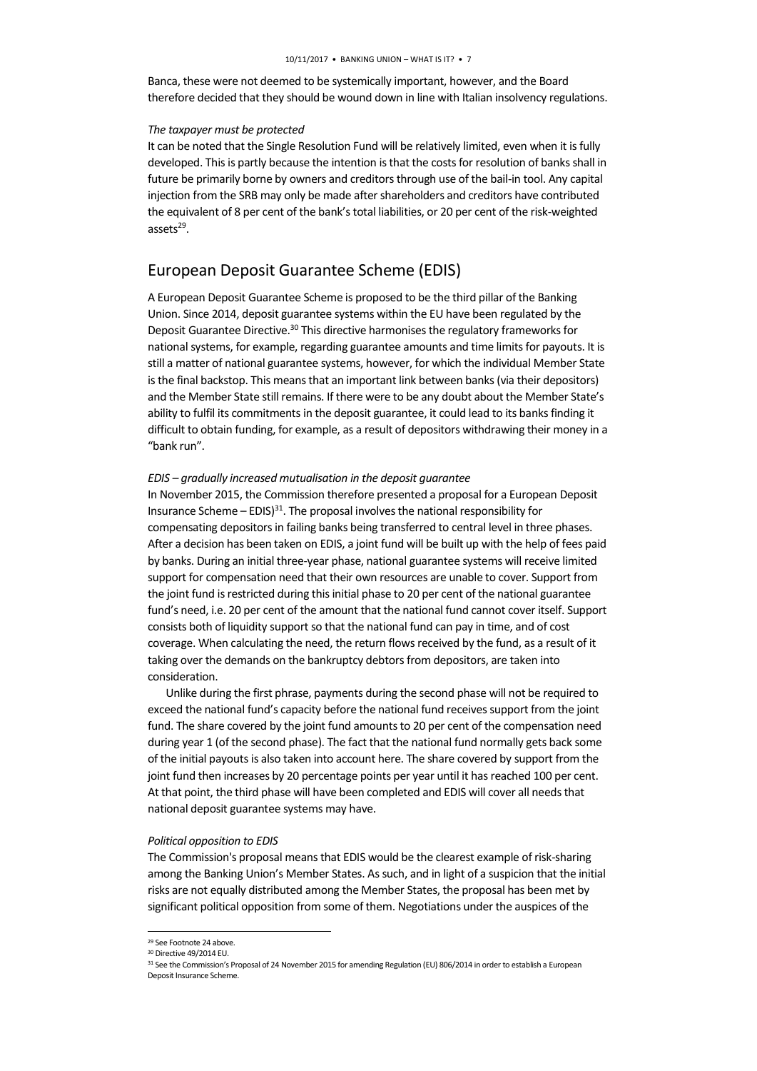Banca, these were not deemed to be systemically important, however, and the Board therefore decided that they should be wound down in line with Italian insolvency regulations.

*The taxpayer must be protected*

It can be noted that the Single Resolution Fund will be relatively limited, even when it is fully developed. This is partly because the intention is that the costs for resolution of banks shall in future be primarily borne by owners and creditors through use of the bail-in tool. Any capital injection from the SRB may only be made after shareholders and creditors have contributed the equivalent of 8 per cent of the bank's total liabilities, or 20 per cent of the risk-weighted assets[29].

## European Deposit Guarantee Scheme (EDIS)

A European Deposit Guarantee Scheme is proposed to be the third pillar of the Banking Union. Since 2014, deposit guarantee systems within the EU have been regulated by the Deposit Guarantee Directive.[30] This directive harmonises the regulatory frameworks for national systems, for example, regarding guarantee amounts and time limits for payouts. It is still a matter of national guarantee systems, however, for which the individual Member State is the final backstop. This means that an important link between banks (via their depositors) and the Member State still remains. If there were to be any doubt about the Member State's ability to fulfil its commitments in the deposit guarantee, it could lead to its banks finding it difficult to obtain funding, for example, as a result of depositors withdrawing their money in a "bank run".

*EDIS – gradually increased mutualisation in the deposit guarantee*

In November 2015, the Commission therefore presented a proposal for a European Deposit Insurance Scheme – EDIS)[31]. The proposal involves the national responsibility for compensating depositors in failing banks being transferred to central level in three phases. After a decision has been taken on EDIS, a joint fund will be built up with the help of fees paid by banks. During an initial three-year phase, national guarantee systems will receive limited support for compensation need that their own resources are unable to cover. Support from the joint fund is restricted during this initial phase to 20 per cent of the national guarantee fund's need, i.e. 20 per cent of the amount that the national fund cannot cover itself. Support consists both of liquidity support so that the national fund can pay in time, and of cost coverage. When calculating the need, the return flows received by the fund, as a result of it taking over the demands on the bankruptcy debtors from depositors, are taken into consideration.

Unlike during the first phrase, payments during the second phase will not be required to exceed the national fund's capacity before the national fund receives support from the joint fund. The share covered by the joint fund amounts to 20 per cent of the compensation need during year 1 (of the second phase). The fact that the national fund normally gets back some of the initial payouts is also taken into account here. The share covered by support from the joint fund then increases by 20 percentage points per year until it has reached 100 per cent. At that point, the third phase will have been completed and EDIS will cover all needs that national deposit guarantee systems may have.

*Political opposition to EDIS*

The Commission's proposal means that EDIS would be the clearest example of risk-sharing among the Banking Union's Member States. As such, and in light of a suspicion that the initial risks are not equally distributed among the Member States, the proposal has been met by significant political opposition from some of them. Negotiations under the auspices of the

---

[29] See Footnote 24 above.

[30] Directive 49/2014 EU.

[31] See the Commission's Proposal of 24 November 2015 for amending Regulation (EU) 806/2014 in order to establish a European Deposit Insurance Scheme.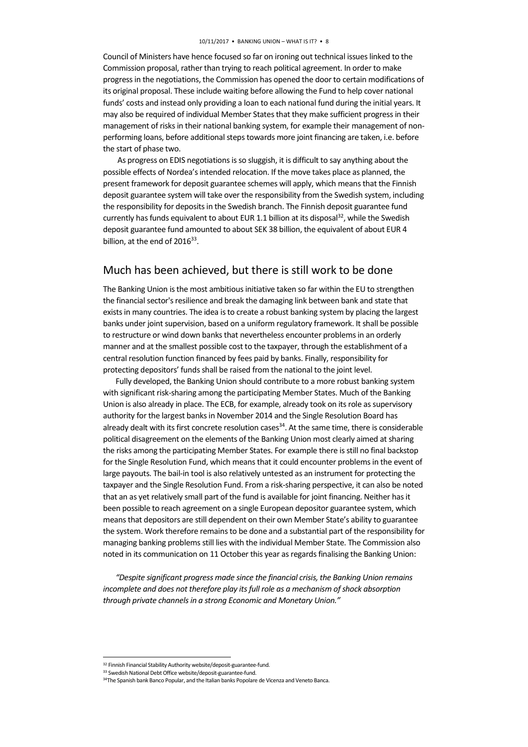Council of Ministers have hence focused so far on ironing out technical issues linked to the Commission proposal, rather than trying to reach political agreement. In order to make progress in the negotiations, the Commission has opened the door to certain modifications of its original proposal. These include waiting before allowing the Fund to help cover national funds' costs and instead only providing a loan to each national fund during the initial years. It may also be required of individual Member States that they make sufficient progress in their management of risks in their national banking system, for example their management of non-performing loans, before additional steps towards more joint financing are taken, i.e. before the start of phase two.

As progress on EDIS negotiations is so sluggish, it is difficult to say anything about the possible effects of Nordea's intended relocation. If the move takes place as planned, the present framework for deposit guarantee schemes will apply, which means that the Finnish deposit guarantee system will take over the responsibility from the Swedish system, including the responsibility for deposits in the Swedish branch. The Finnish deposit guarantee fund currently has funds equivalent to about EUR 1.1 billion at its disposal[32], while the Swedish deposit guarantee fund amounted to about SEK 38 billion, the equivalent of about EUR 4 billion, at the end of 2016[33].

## Much has been achieved, but there is still work to be done

The Banking Union is the most ambitious initiative taken so far within the EU to strengthen the financial sector's resilience and break the damaging link between bank and state that exists in many countries. The idea is to create a robust banking system by placing the largest banks under joint supervision, based on a uniform regulatory framework. It shall be possible to restructure or wind down banks that nevertheless encounter problems in an orderly manner and at the smallest possible cost to the taxpayer, through the establishment of a central resolution function financed by fees paid by banks. Finally, responsibility for protecting depositors' funds shall be raised from the national to the joint level.

Fully developed, the Banking Union should contribute to a more robust banking system with significant risk-sharing among the participating Member States. Much of the Banking Union is also already in place. The ECB, for example, already took on its role as supervisory authority for the largest banks in November 2014 and the Single Resolution Board has already dealt with its first concrete resolution cases[34]. At the same time, there is considerable political disagreement on the elements of the Banking Union most clearly aimed at sharing the risks among the participating Member States. For example there is still no final backstop for the Single Resolution Fund, which means that it could encounter problems in the event of large payouts. The bail-in tool is also relatively untested as an instrument for protecting the taxpayer and the Single Resolution Fund. From a risk-sharing perspective, it can also be noted that an as yet relatively small part of the fund is available for joint financing. Neither has it been possible to reach agreement on a single European depositor guarantee system, which means that depositors are still dependent on their own Member State's ability to guarantee the system. Work therefore remains to be done and a substantial part of the responsibility for managing banking problems still lies with the individual Member State. The Commission also noted in its communication on 11 October this year as regards finalising the Banking Union:

*"Despite significant progress made since the financial crisis, the Banking Union remains incomplete and does not therefore play its full role as a mechanism of shock absorption through private channels in a strong Economic and Monetary Union."*

---

[32] Finnish Financial Stability Authority website/deposit-guarantee-fund.

[33] Swedish National Debt Office website/deposit-guarantee-fund.

[34] The Spanish bank Banco Popular, and the Italian banks Popolare de Vicenza and Veneto Banca.